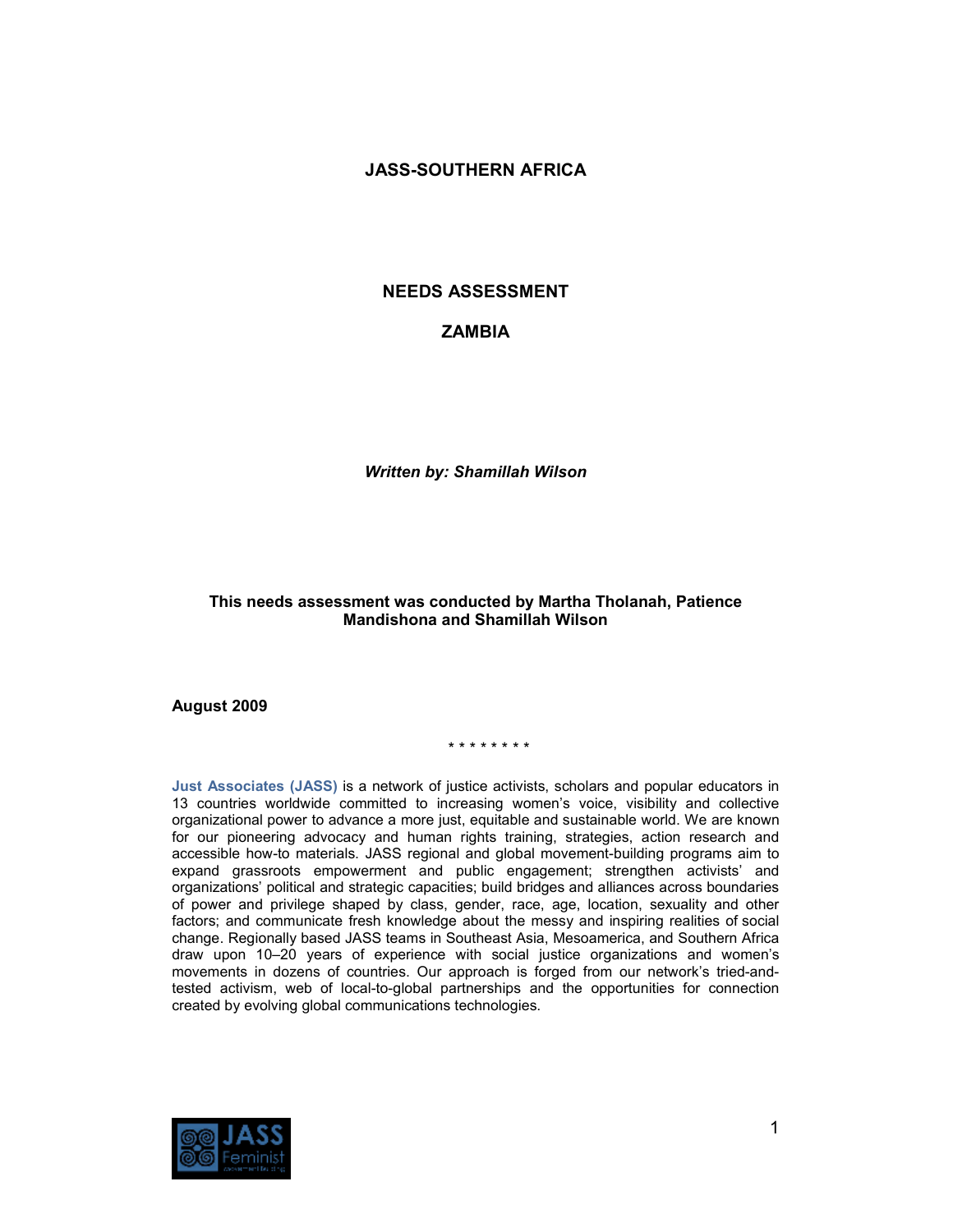# JASS-SOUTHERN AFRICA

## NEEDS ASSESSMENT

## ZAMBIA

***Written by: Shamillah Wilson***

**This needs assessment was conducted by Martha Tholanah, Patience Mandishona and Shamillah Wilson**

**August 2009**

\* \* \* \* \* \* \* \*

**Just Associates (JASS)** is a network of justice activists, scholars and popular educators in 13 countries worldwide committed to increasing women's voice, visibility and collective organizational power to advance a more just, equitable and sustainable world. We are known for our pioneering advocacy and human rights training, strategies, action research and accessible how-to materials. JASS regional and global movement-building programs aim to expand grassroots empowerment and public engagement; strengthen activists' and organizations' political and strategic capacities; build bridges and alliances across boundaries of power and privilege shaped by class, gender, race, age, location, sexuality and other factors; and communicate fresh knowledge about the messy and inspiring realities of social change. Regionally based JASS teams in Southeast Asia, Mesoamerica, and Southern Africa draw upon 10–20 years of experience with social justice organizations and women's movements in dozens of countries. Our approach is forged from our network's tried-and-tested activism, web of local-to-global partnerships and the opportunities for connection created by evolving global communications technologies.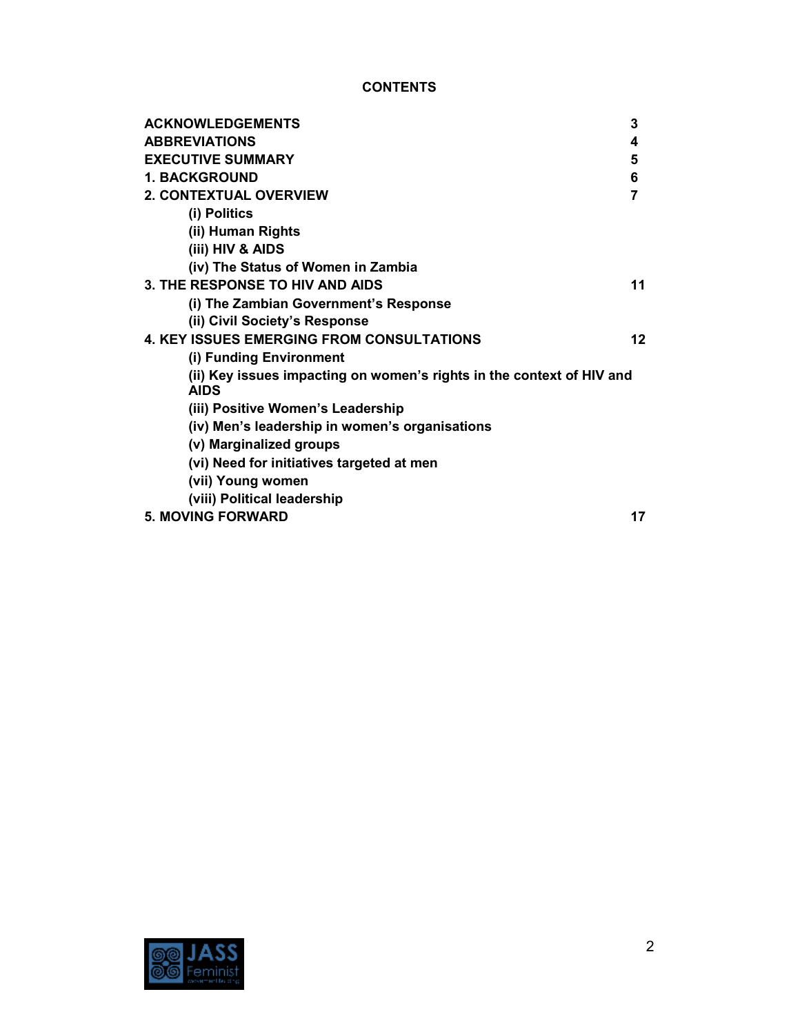# CONTENTS

| | |
|---|---|
| **ACKNOWLEDGEMENTS** | **3** |
| **ABBREVIATIONS** | **4** |
| **EXECUTIVE SUMMARY** | **5** |
| **1. BACKGROUND** | **6** |
| **2. CONTEXTUAL OVERVIEW** | **7** |
| **(i) Politics** | |
| **(ii) Human Rights** | |
| **(iii) HIV & AIDS** | |
| **(iv) The Status of Women in Zambia** | |
| **3. THE RESPONSE TO HIV AND AIDS** | **11** |
| **(i) The Zambian Government's Response** | |
| **(ii) Civil Society's Response** | |
| **4. KEY ISSUES EMERGING FROM CONSULTATIONS** | **12** |
| **(i) Funding Environment** | |
| **(ii) Key issues impacting on women's rights in the context of HIV and AIDS** | |
| **(iii) Positive Women's Leadership** | |
| **(iv) Men's leadership in women's organisations** | |
| **(v) Marginalized groups** | |
| **(vi) Need for initiatives targeted at men** | |
| **(vii) Young women** | |
| **(viii) Political leadership** | |
| **5. MOVING FORWARD** | **17** |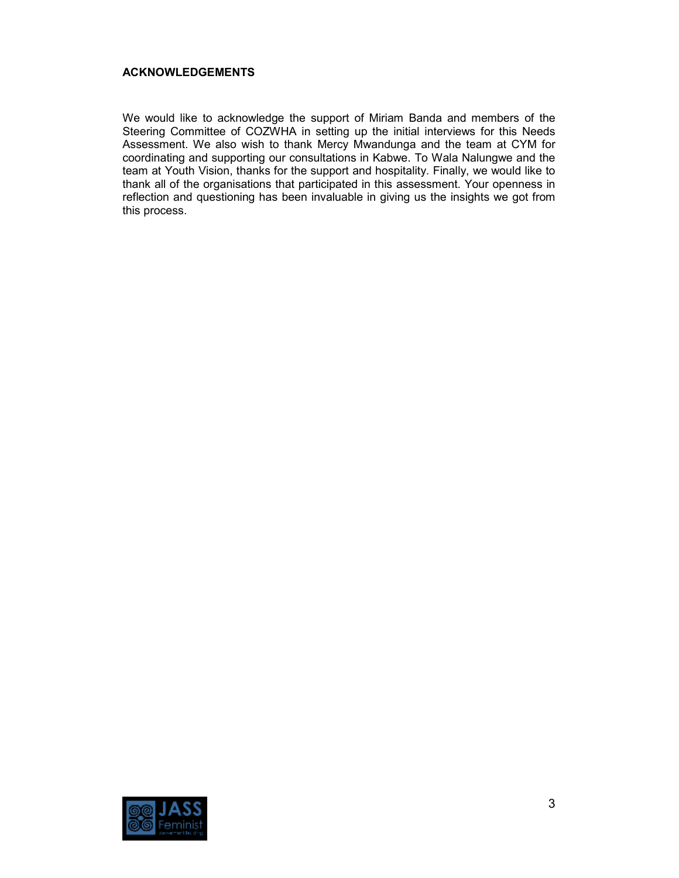## ACKNOWLEDGEMENTS

We would like to acknowledge the support of Miriam Banda and members of the Steering Committee of COZWHA in setting up the initial interviews for this Needs Assessment. We also wish to thank Mercy Mwandunga and the team at CYM for coordinating and supporting our consultations in Kabwe. To Wala Nalungwe and the team at Youth Vision, thanks for the support and hospitality. Finally, we would like to thank all of the organisations that participated in this assessment. Your openness in reflection and questioning has been invaluable in giving us the insights we got from this process.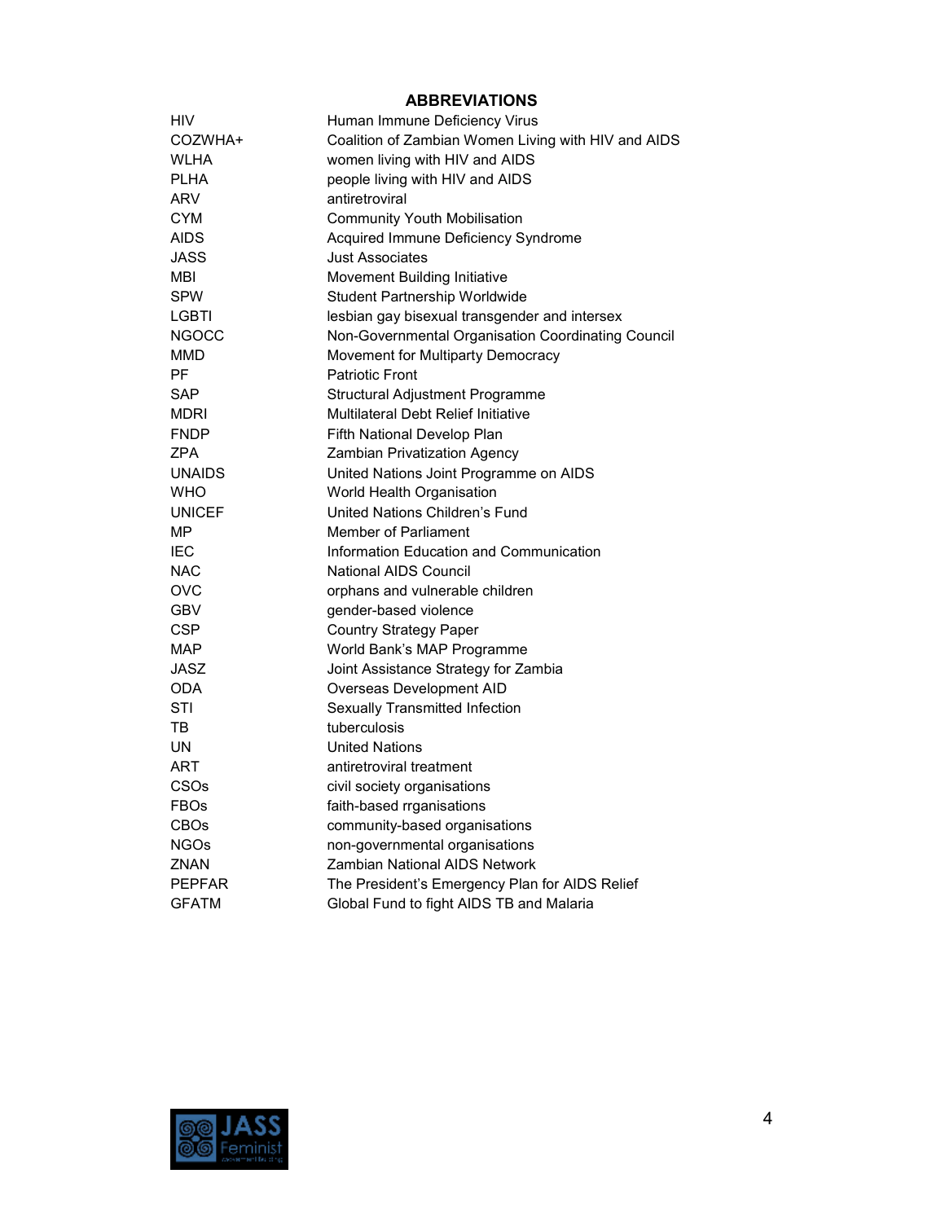## ABBREVIATIONS

| | |
|---|---|
| HIV | Human Immune Deficiency Virus |
| COZWHA+ | Coalition of Zambian Women Living with HIV and AIDS |
| WLHA | women living with HIV and AIDS |
| PLHA | people living with HIV and AIDS |
| ARV | antiretroviral |
| CYM | Community Youth Mobilisation |
| AIDS | Acquired Immune Deficiency Syndrome |
| JASS | Just Associates |
| MBI | Movement Building Initiative |
| SPW | Student Partnership Worldwide |
| LGBTI | lesbian gay bisexual transgender and intersex |
| NGOCC | Non-Governmental Organisation Coordinating Council |
| MMD | Movement for Multiparty Democracy |
| PF | Patriotic Front |
| SAP | Structural Adjustment Programme |
| MDRI | Multilateral Debt Relief Initiative |
| FNDP | Fifth National Develop Plan |
| ZPA | Zambian Privatization Agency |
| UNAIDS | United Nations Joint Programme on AIDS |
| WHO | World Health Organisation |
| UNICEF | United Nations Children's Fund |
| MP | Member of Parliament |
| IEC | Information Education and Communication |
| NAC | National AIDS Council |
| OVC | orphans and vulnerable children |
| GBV | gender-based violence |
| CSP | Country Strategy Paper |
| MAP | World Bank's MAP Programme |
| JASZ | Joint Assistance Strategy for Zambia |
| ODA | Overseas Development AID |
| STI | Sexually Transmitted Infection |
| TB | tuberculosis |
| UN | United Nations |
| ART | antiretroviral treatment |
| CSOs | civil society organisations |
| FBOs | faith-based rrganisations |
| CBOs | community-based organisations |
| NGOs | non-governmental organisations |
| ZNAN | Zambian National AIDS Network |
| PEPFAR | The President's Emergency Plan for AIDS Relief |
| GFATM | Global Fund to fight AIDS TB and Malaria |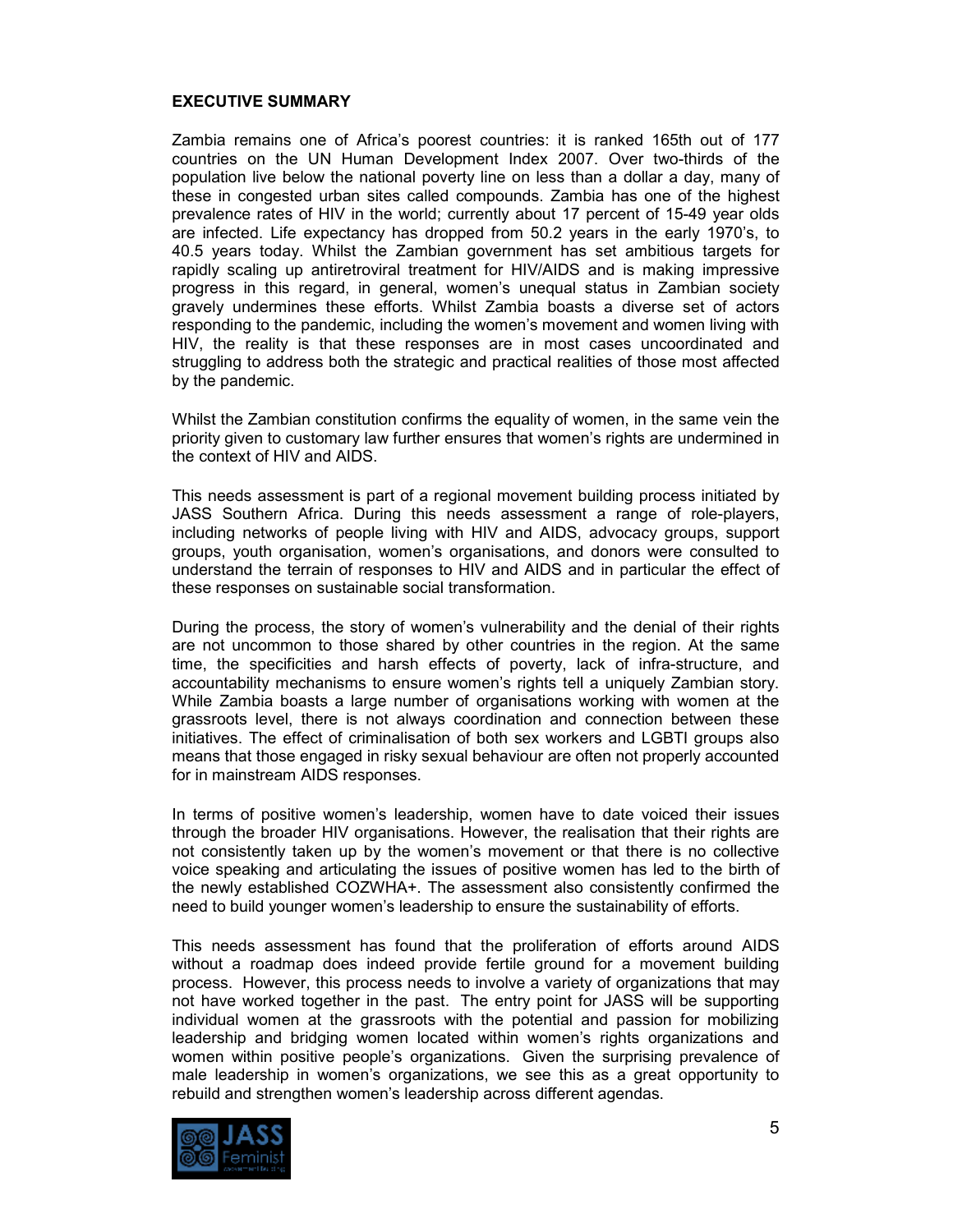## EXECUTIVE SUMMARY

Zambia remains one of Africa's poorest countries: it is ranked 165th out of 177 countries on the UN Human Development Index 2007. Over two-thirds of the population live below the national poverty line on less than a dollar a day, many of these in congested urban sites called compounds. Zambia has one of the highest prevalence rates of HIV in the world; currently about 17 percent of 15-49 year olds are infected. Life expectancy has dropped from 50.2 years in the early 1970's, to 40.5 years today. Whilst the Zambian government has set ambitious targets for rapidly scaling up antiretroviral treatment for HIV/AIDS and is making impressive progress in this regard, in general, women's unequal status in Zambian society gravely undermines these efforts. Whilst Zambia boasts a diverse set of actors responding to the pandemic, including the women's movement and women living with HIV, the reality is that these responses are in most cases uncoordinated and struggling to address both the strategic and practical realities of those most affected by the pandemic.

Whilst the Zambian constitution confirms the equality of women, in the same vein the priority given to customary law further ensures that women's rights are undermined in the context of HIV and AIDS.

This needs assessment is part of a regional movement building process initiated by JASS Southern Africa. During this needs assessment a range of role-players, including networks of people living with HIV and AIDS, advocacy groups, support groups, youth organisation, women's organisations, and donors were consulted to understand the terrain of responses to HIV and AIDS and in particular the effect of these responses on sustainable social transformation.

During the process, the story of women's vulnerability and the denial of their rights are not uncommon to those shared by other countries in the region. At the same time, the specificities and harsh effects of poverty, lack of infra-structure, and accountability mechanisms to ensure women's rights tell a uniquely Zambian story. While Zambia boasts a large number of organisations working with women at the grassroots level, there is not always coordination and connection between these initiatives. The effect of criminalisation of both sex workers and LGBTI groups also means that those engaged in risky sexual behaviour are often not properly accounted for in mainstream AIDS responses.

In terms of positive women's leadership, women have to date voiced their issues through the broader HIV organisations. However, the realisation that their rights are not consistently taken up by the women's movement or that there is no collective voice speaking and articulating the issues of positive women has led to the birth of the newly established COZWHA+. The assessment also consistently confirmed the need to build younger women's leadership to ensure the sustainability of efforts.

This needs assessment has found that the proliferation of efforts around AIDS without a roadmap does indeed provide fertile ground for a movement building process. However, this process needs to involve a variety of organizations that may not have worked together in the past. The entry point for JASS will be supporting individual women at the grassroots with the potential and passion for mobilizing leadership and bridging women located within women's rights organizations and women within positive people's organizations. Given the surprising prevalence of male leadership in women's organizations, we see this as a great opportunity to rebuild and strengthen women's leadership across different agendas.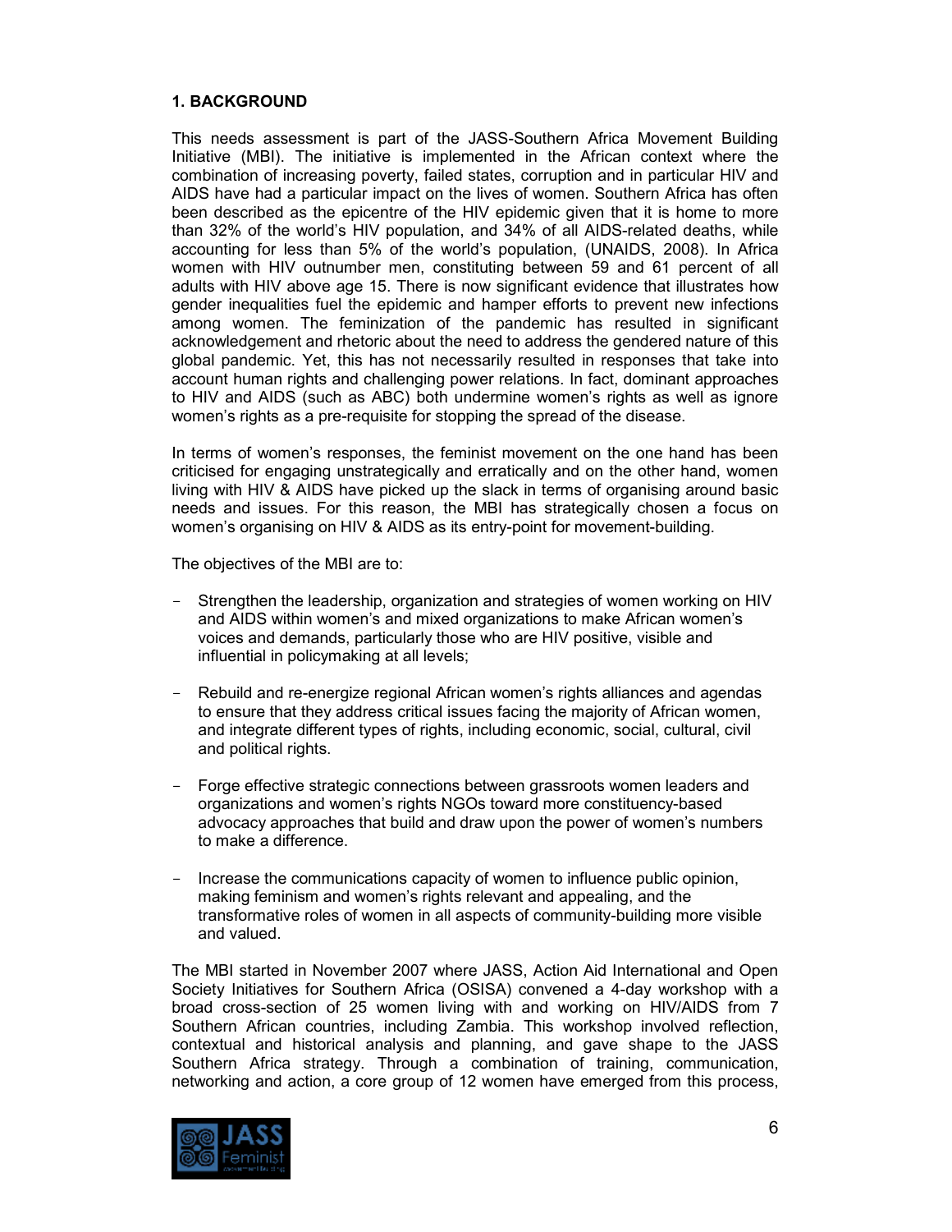### 1. BACKGROUND

This needs assessment is part of the JASS-Southern Africa Movement Building Initiative (MBI). The initiative is implemented in the African context where the combination of increasing poverty, failed states, corruption and in particular HIV and AIDS have had a particular impact on the lives of women. Southern Africa has often been described as the epicentre of the HIV epidemic given that it is home to more than 32% of the world's HIV population, and 34% of all AIDS-related deaths, while accounting for less than 5% of the world's population, (UNAIDS, 2008). In Africa women with HIV outnumber men, constituting between 59 and 61 percent of all adults with HIV above age 15. There is now significant evidence that illustrates how gender inequalities fuel the epidemic and hamper efforts to prevent new infections among women. The feminization of the pandemic has resulted in significant acknowledgement and rhetoric about the need to address the gendered nature of this global pandemic. Yet, this has not necessarily resulted in responses that take into account human rights and challenging power relations. In fact, dominant approaches to HIV and AIDS (such as ABC) both undermine women's rights as well as ignore women's rights as a pre-requisite for stopping the spread of the disease.

In terms of women's responses, the feminist movement on the one hand has been criticised for engaging unstrategically and erratically and on the other hand, women living with HIV & AIDS have picked up the slack in terms of organising around basic needs and issues. For this reason, the MBI has strategically chosen a focus on women's organising on HIV & AIDS as its entry-point for movement-building.

The objectives of the MBI are to:

- Strengthen the leadership, organization and strategies of women working on HIV and AIDS within women's and mixed organizations to make African women's voices and demands, particularly those who are HIV positive, visible and influential in policymaking at all levels;
- Rebuild and re-energize regional African women's rights alliances and agendas to ensure that they address critical issues facing the majority of African women, and integrate different types of rights, including economic, social, cultural, civil and political rights.
- Forge effective strategic connections between grassroots women leaders and organizations and women's rights NGOs toward more constituency-based advocacy approaches that build and draw upon the power of women's numbers to make a difference.
- Increase the communications capacity of women to influence public opinion, making feminism and women's rights relevant and appealing, and the transformative roles of women in all aspects of community-building more visible and valued.

The MBI started in November 2007 where JASS, Action Aid International and Open Society Initiatives for Southern Africa (OSISA) convened a 4-day workshop with a broad cross-section of 25 women living with and working on HIV/AIDS from 7 Southern African countries, including Zambia. This workshop involved reflection, contextual and historical analysis and planning, and gave shape to the JASS Southern Africa strategy. Through a combination of training, communication, networking and action, a core group of 12 women have emerged from this process,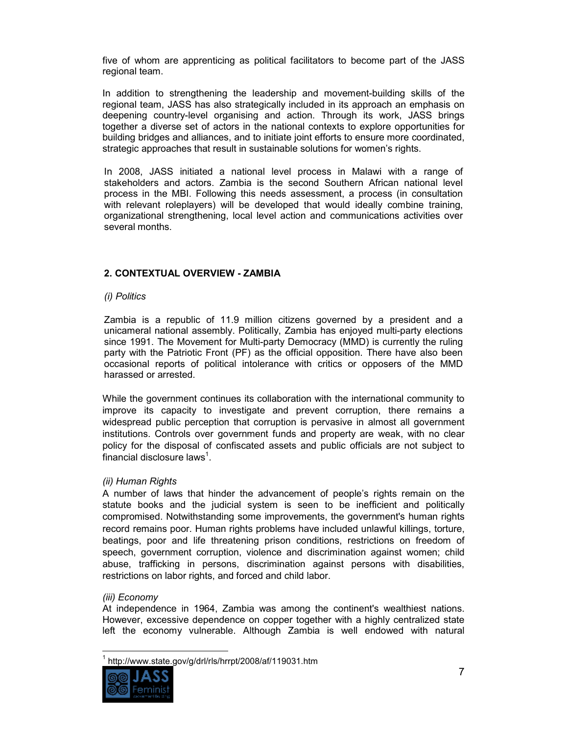five of whom are apprenticing as political facilitators to become part of the JASS regional team.

In addition to strengthening the leadership and movement-building skills of the regional team, JASS has also strategically included in its approach an emphasis on deepening country-level organising and action. Through its work, JASS brings together a diverse set of actors in the national contexts to explore opportunities for building bridges and alliances, and to initiate joint efforts to ensure more coordinated, strategic approaches that result in sustainable solutions for women's rights.

In 2008, JASS initiated a national level process in Malawi with a range of stakeholders and actors. Zambia is the second Southern African national level process in the MBI. Following this needs assessment, a process (in consultation with relevant roleplayers) will be developed that would ideally combine training, organizational strengthening, local level action and communications activities over several months.

## 2. CONTEXTUAL OVERVIEW - ZAMBIA

### *(i) Politics*

Zambia is a republic of 11.9 million citizens governed by a president and a unicameral national assembly. Politically, Zambia has enjoyed multi-party elections since 1991. The Movement for Multi-party Democracy (MMD) is currently the ruling party with the Patriotic Front (PF) as the official opposition. There have also been occasional reports of political intolerance with critics or opposers of the MMD harassed or arrested.

While the government continues its collaboration with the international community to improve its capacity to investigate and prevent corruption, there remains a widespread public perception that corruption is pervasive in almost all government institutions. Controls over government funds and property are weak, with no clear policy for the disposal of confiscated assets and public officials are not subject to financial disclosure laws[1].

### *(ii) Human Rights*

A number of laws that hinder the advancement of people's rights remain on the statute books and the judicial system is seen to be inefficient and politically compromised. Notwithstanding some improvements, the government's human rights record remains poor. Human rights problems have included unlawful killings, torture, beatings, poor and life threatening prison conditions, restrictions on freedom of speech, government corruption, violence and discrimination against women; child abuse, trafficking in persons, discrimination against persons with disabilities, restrictions on labor rights, and forced and child labor.

### *(iii) Economy*

At independence in 1964, Zambia was among the continent's wealthiest nations. However, excessive dependence on copper together with a highly centralized state left the economy vulnerable. Although Zambia is well endowed with natural

---

[1] http://www.state.gov/g/drl/rls/hrrpt/2008/af/119031.htm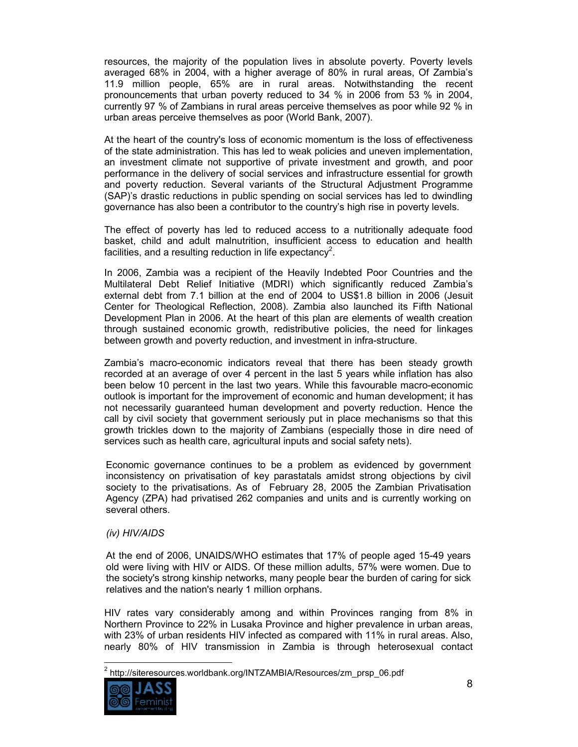resources, the majority of the population lives in absolute poverty. Poverty levels averaged 68% in 2004, with a higher average of 80% in rural areas, Of Zambia's 11.9 million people, 65% are in rural areas. Notwithstanding the recent pronouncements that urban poverty reduced to 34 % in 2006 from 53 % in 2004, currently 97 % of Zambians in rural areas perceive themselves as poor while 92 % in urban areas perceive themselves as poor (World Bank, 2007).

At the heart of the country's loss of economic momentum is the loss of effectiveness of the state administration. This has led to weak policies and uneven implementation, an investment climate not supportive of private investment and growth, and poor performance in the delivery of social services and infrastructure essential for growth and poverty reduction. Several variants of the Structural Adjustment Programme (SAP)'s drastic reductions in public spending on social services has led to dwindling governance has also been a contributor to the country's high rise in poverty levels.

The effect of poverty has led to reduced access to a nutritionally adequate food basket, child and adult malnutrition, insufficient access to education and health facilities, and a resulting reduction in life expectancy[2].

In 2006, Zambia was a recipient of the Heavily Indebted Poor Countries and the Multilateral Debt Relief Initiative (MDRI) which significantly reduced Zambia's external debt from 7.1 billion at the end of 2004 to US$1.8 billion in 2006 (Jesuit Center for Theological Reflection, 2008). Zambia also launched its Fifth National Development Plan in 2006. At the heart of this plan are elements of wealth creation through sustained economic growth, redistributive policies, the need for linkages between growth and poverty reduction, and investment in infra-structure.

Zambia's macro-economic indicators reveal that there has been steady growth recorded at an average of over 4 percent in the last 5 years while inflation has also been below 10 percent in the last two years. While this favourable macro-economic outlook is important for the improvement of economic and human development; it has not necessarily guaranteed human development and poverty reduction. Hence the call by civil society that government seriously put in place mechanisms so that this growth trickles down to the majority of Zambians (especially those in dire need of services such as health care, agricultural inputs and social safety nets).

Economic governance continues to be a problem as evidenced by government inconsistency on privatisation of key parastatals amidst strong objections by civil society to the privatisations. As of February 28, 2005 the Zambian Privatisation Agency (ZPA) had privatised 262 companies and units and is currently working on several others.

*(iv) HIV/AIDS*

At the end of 2006, UNAIDS/WHO estimates that 17% of people aged 15-49 years old were living with HIV or AIDS. Of these million adults, 57% were women. Due to the society's strong kinship networks, many people bear the burden of caring for sick relatives and the nation's nearly 1 million orphans.

HIV rates vary considerably among and within Provinces ranging from 8% in Northern Province to 22% in Lusaka Province and higher prevalence in urban areas, with 23% of urban residents HIV infected as compared with 11% in rural areas. Also, nearly 80% of HIV transmission in Zambia is through heterosexual contact

---

[2] http://siteresources.worldbank.org/INTZAMBIA/Resources/zm_prsp_06.pdf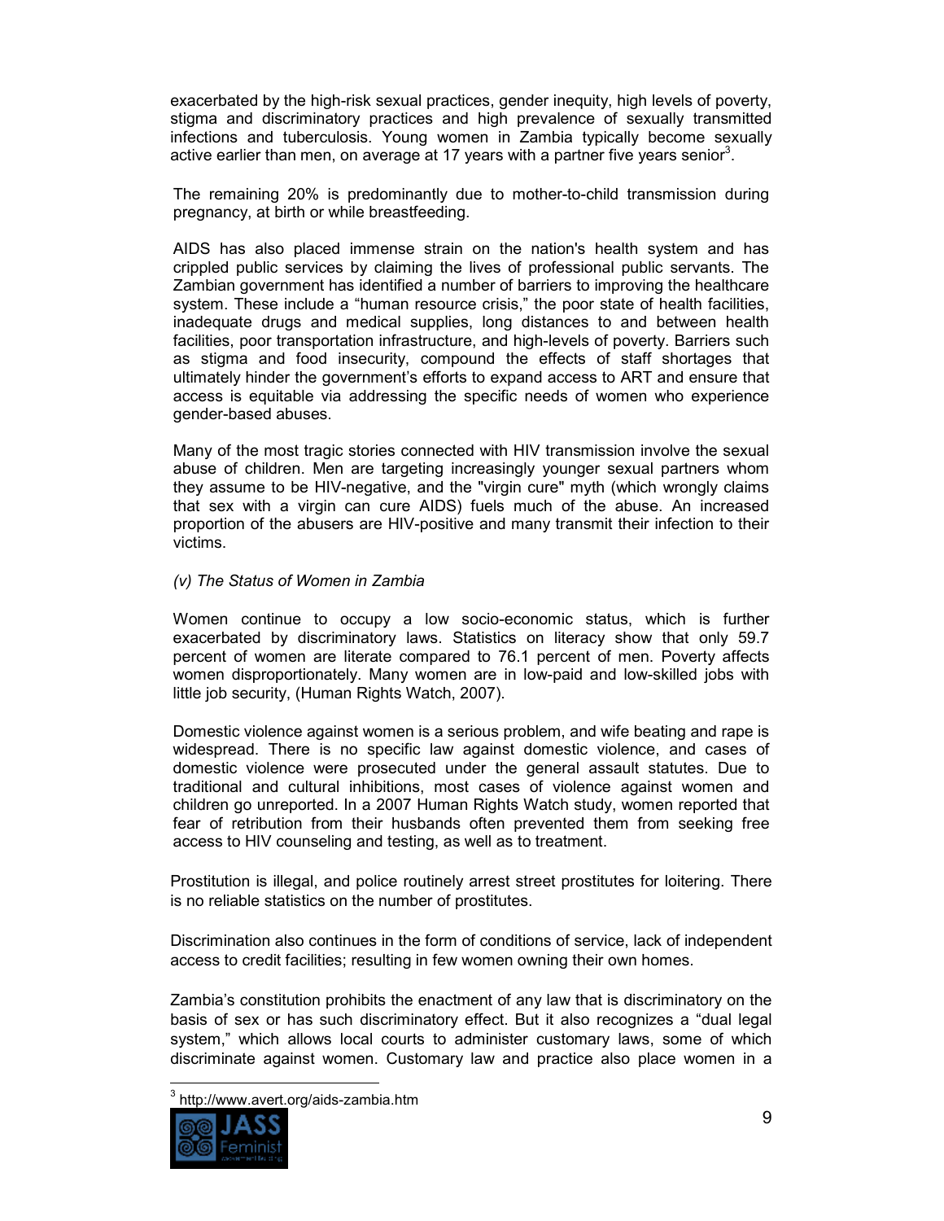exacerbated by the high-risk sexual practices, gender inequity, high levels of poverty, stigma and discriminatory practices and high prevalence of sexually transmitted infections and tuberculosis. Young women in Zambia typically become sexually active earlier than men, on average at 17 years with a partner five years senior[3].

The remaining 20% is predominantly due to mother-to-child transmission during pregnancy, at birth or while breastfeeding.

AIDS has also placed immense strain on the nation's health system and has crippled public services by claiming the lives of professional public servants. The Zambian government has identified a number of barriers to improving the healthcare system. These include a "human resource crisis," the poor state of health facilities, inadequate drugs and medical supplies, long distances to and between health facilities, poor transportation infrastructure, and high-levels of poverty. Barriers such as stigma and food insecurity, compound the effects of staff shortages that ultimately hinder the government's efforts to expand access to ART and ensure that access is equitable via addressing the specific needs of women who experience gender-based abuses.

Many of the most tragic stories connected with HIV transmission involve the sexual abuse of children. Men are targeting increasingly younger sexual partners whom they assume to be HIV-negative, and the "virgin cure" myth (which wrongly claims that sex with a virgin can cure AIDS) fuels much of the abuse. An increased proportion of the abusers are HIV-positive and many transmit their infection to their victims.

*(v) The Status of Women in Zambia*

Women continue to occupy a low socio-economic status, which is further exacerbated by discriminatory laws. Statistics on literacy show that only 59.7 percent of women are literate compared to 76.1 percent of men. Poverty affects women disproportionately. Many women are in low-paid and low-skilled jobs with little job security, (Human Rights Watch, 2007).

Domestic violence against women is a serious problem, and wife beating and rape is widespread. There is no specific law against domestic violence, and cases of domestic violence were prosecuted under the general assault statutes. Due to traditional and cultural inhibitions, most cases of violence against women and children go unreported. In a 2007 Human Rights Watch study, women reported that fear of retribution from their husbands often prevented them from seeking free access to HIV counseling and testing, as well as to treatment.

Prostitution is illegal, and police routinely arrest street prostitutes for loitering. There is no reliable statistics on the number of prostitutes.

Discrimination also continues in the form of conditions of service, lack of independent access to credit facilities; resulting in few women owning their own homes.

Zambia's constitution prohibits the enactment of any law that is discriminatory on the basis of sex or has such discriminatory effect. But it also recognizes a "dual legal system," which allows local courts to administer customary laws, some of which discriminate against women. Customary law and practice also place women in a

[3] http://www.avert.org/aids-zambia.htm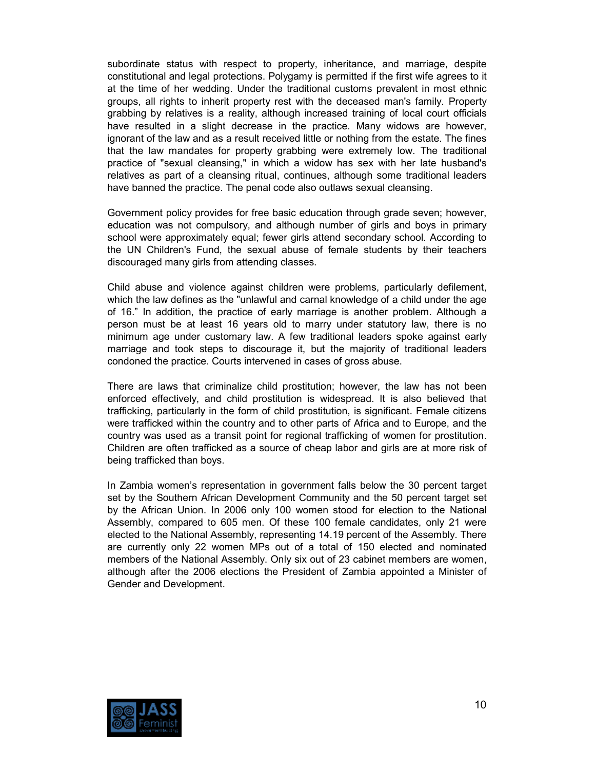subordinate status with respect to property, inheritance, and marriage, despite constitutional and legal protections. Polygamy is permitted if the first wife agrees to it at the time of her wedding. Under the traditional customs prevalent in most ethnic groups, all rights to inherit property rest with the deceased man's family. Property grabbing by relatives is a reality, although increased training of local court officials have resulted in a slight decrease in the practice. Many widows are however, ignorant of the law and as a result received little or nothing from the estate. The fines that the law mandates for property grabbing were extremely low. The traditional practice of "sexual cleansing," in which a widow has sex with her late husband's relatives as part of a cleansing ritual, continues, although some traditional leaders have banned the practice. The penal code also outlaws sexual cleansing.

Government policy provides for free basic education through grade seven; however, education was not compulsory, and although number of girls and boys in primary school were approximately equal; fewer girls attend secondary school. According to the UN Children's Fund, the sexual abuse of female students by their teachers discouraged many girls from attending classes.

Child abuse and violence against children were problems, particularly defilement, which the law defines as the "unlawful and carnal knowledge of a child under the age of 16." In addition, the practice of early marriage is another problem. Although a person must be at least 16 years old to marry under statutory law, there is no minimum age under customary law. A few traditional leaders spoke against early marriage and took steps to discourage it, but the majority of traditional leaders condoned the practice. Courts intervened in cases of gross abuse.

There are laws that criminalize child prostitution; however, the law has not been enforced effectively, and child prostitution is widespread. It is also believed that trafficking, particularly in the form of child prostitution, is significant. Female citizens were trafficked within the country and to other parts of Africa and to Europe, and the country was used as a transit point for regional trafficking of women for prostitution. Children are often trafficked as a source of cheap labor and girls are at more risk of being trafficked than boys.

In Zambia women's representation in government falls below the 30 percent target set by the Southern African Development Community and the 50 percent target set by the African Union. In 2006 only 100 women stood for election to the National Assembly, compared to 605 men. Of these 100 female candidates, only 21 were elected to the National Assembly, representing 14.19 percent of the Assembly. There are currently only 22 women MPs out of a total of 150 elected and nominated members of the National Assembly. Only six out of 23 cabinet members are women, although after the 2006 elections the President of Zambia appointed a Minister of Gender and Development.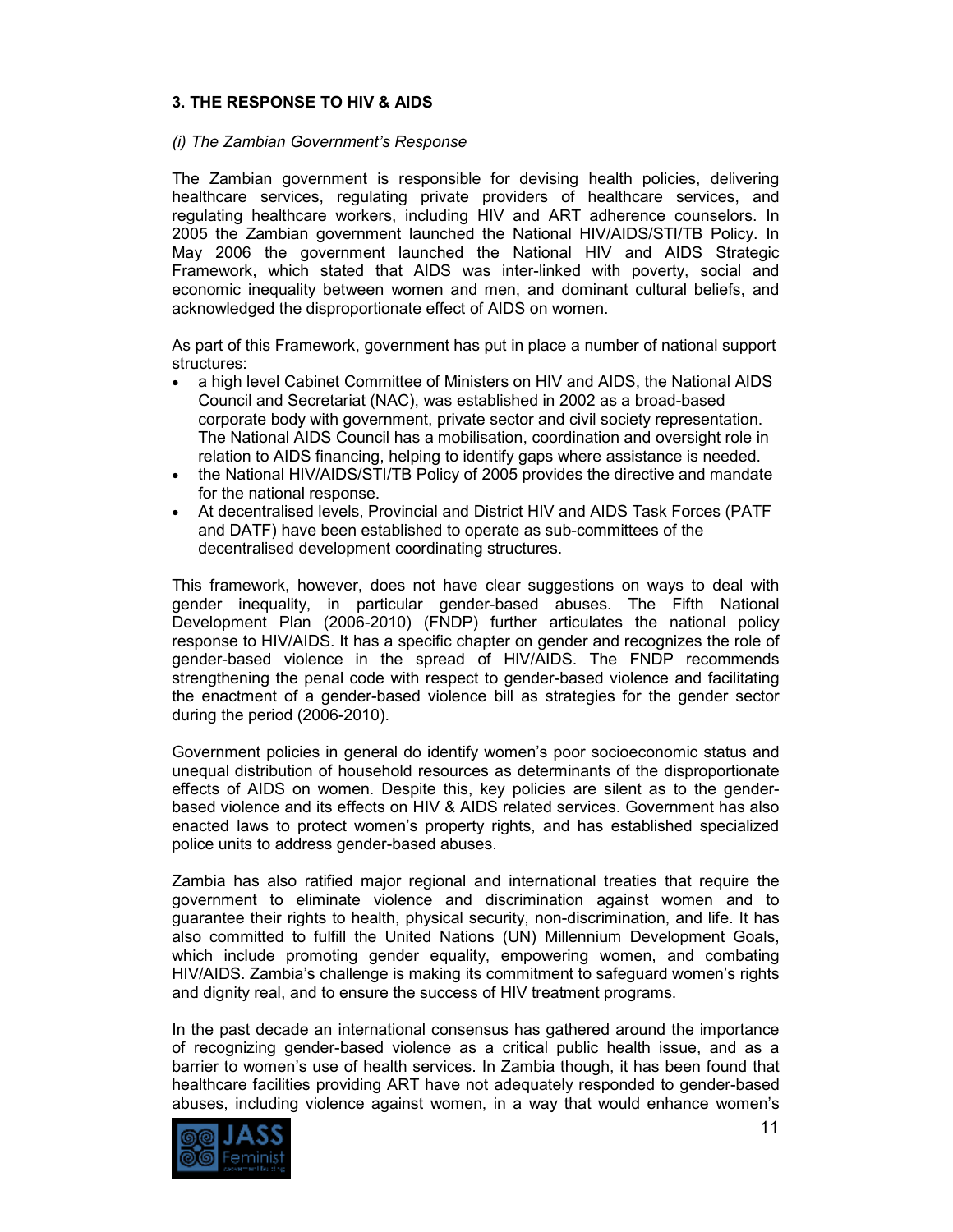### 3. THE RESPONSE TO HIV & AIDS

*(i) The Zambian Government's Response*

The Zambian government is responsible for devising health policies, delivering healthcare services, regulating private providers of healthcare services, and regulating healthcare workers, including HIV and ART adherence counselors. In 2005 the Zambian government launched the National HIV/AIDS/STI/TB Policy. In May 2006 the government launched the National HIV and AIDS Strategic Framework, which stated that AIDS was inter-linked with poverty, social and economic inequality between women and men, and dominant cultural beliefs, and acknowledged the disproportionate effect of AIDS on women.

As part of this Framework, government has put in place a number of national support structures:

- a high level Cabinet Committee of Ministers on HIV and AIDS, the National AIDS Council and Secretariat (NAC), was established in 2002 as a broad-based corporate body with government, private sector and civil society representation. The National AIDS Council has a mobilisation, coordination and oversight role in relation to AIDS financing, helping to identify gaps where assistance is needed.
- the National HIV/AIDS/STI/TB Policy of 2005 provides the directive and mandate for the national response.
- At decentralised levels, Provincial and District HIV and AIDS Task Forces (PATF and DATF) have been established to operate as sub-committees of the decentralised development coordinating structures.

This framework, however, does not have clear suggestions on ways to deal with gender inequality, in particular gender-based abuses. The Fifth National Development Plan (2006-2010) (FNDP) further articulates the national policy response to HIV/AIDS. It has a specific chapter on gender and recognizes the role of gender-based violence in the spread of HIV/AIDS. The FNDP recommends strengthening the penal code with respect to gender-based violence and facilitating the enactment of a gender-based violence bill as strategies for the gender sector during the period (2006-2010).

Government policies in general do identify women's poor socioeconomic status and unequal distribution of household resources as determinants of the disproportionate effects of AIDS on women. Despite this, key policies are silent as to the gender-based violence and its effects on HIV & AIDS related services. Government has also enacted laws to protect women's property rights, and has established specialized police units to address gender-based abuses.

Zambia has also ratified major regional and international treaties that require the government to eliminate violence and discrimination against women and to guarantee their rights to health, physical security, non-discrimination, and life. It has also committed to fulfill the United Nations (UN) Millennium Development Goals, which include promoting gender equality, empowering women, and combating HIV/AIDS. Zambia's challenge is making its commitment to safeguard women's rights and dignity real, and to ensure the success of HIV treatment programs.

In the past decade an international consensus has gathered around the importance of recognizing gender-based violence as a critical public health issue, and as a barrier to women's use of health services. In Zambia though, it has been found that healthcare facilities providing ART have not adequately responded to gender-based abuses, including violence against women, in a way that would enhance women's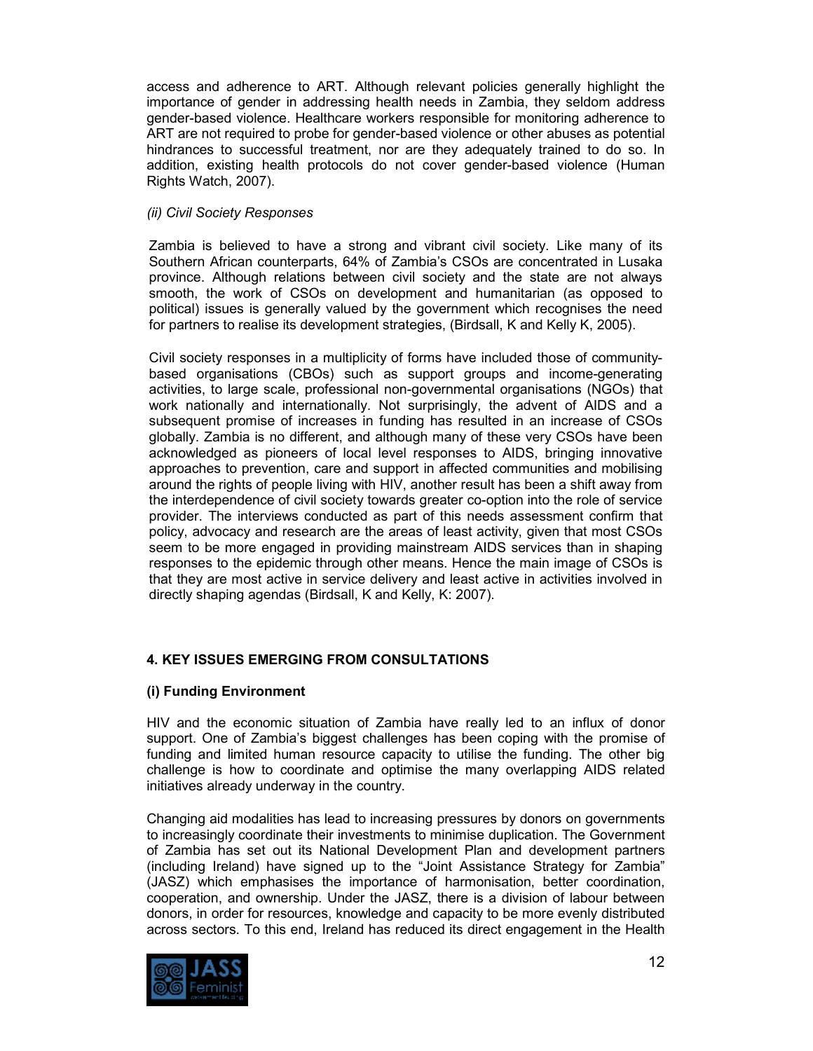access and adherence to ART. Although relevant policies generally highlight the importance of gender in addressing health needs in Zambia, they seldom address gender-based violence. Healthcare workers responsible for monitoring adherence to ART are not required to probe for gender-based violence or other abuses as potential hindrances to successful treatment, nor are they adequately trained to do so. In addition, existing health protocols do not cover gender-based violence (Human Rights Watch, 2007).

*(ii) Civil Society Responses*

Zambia is believed to have a strong and vibrant civil society. Like many of its Southern African counterparts, 64% of Zambia's CSOs are concentrated in Lusaka province. Although relations between civil society and the state are not always smooth, the work of CSOs on development and humanitarian (as opposed to political) issues is generally valued by the government which recognises the need for partners to realise its development strategies, (Birdsall, K and Kelly K, 2005).

Civil society responses in a multiplicity of forms have included those of community-based organisations (CBOs) such as support groups and income-generating activities, to large scale, professional non-governmental organisations (NGOs) that work nationally and internationally. Not surprisingly, the advent of AIDS and a subsequent promise of increases in funding has resulted in an increase of CSOs globally. Zambia is no different, and although many of these very CSOs have been acknowledged as pioneers of local level responses to AIDS, bringing innovative approaches to prevention, care and support in affected communities and mobilising around the rights of people living with HIV, another result has been a shift away from the interdependence of civil society towards greater co-option into the role of service provider. The interviews conducted as part of this needs assessment confirm that policy, advocacy and research are the areas of least activity, given that most CSOs seem to be more engaged in providing mainstream AIDS services than in shaping responses to the epidemic through other means. Hence the main image of CSOs is that they are most active in service delivery and least active in activities involved in directly shaping agendas (Birdsall, K and Kelly, K: 2007).

## 4. KEY ISSUES EMERGING FROM CONSULTATIONS

### (i) Funding Environment

HIV and the economic situation of Zambia have really led to an influx of donor support. One of Zambia's biggest challenges has been coping with the promise of funding and limited human resource capacity to utilise the funding. The other big challenge is how to coordinate and optimise the many overlapping AIDS related initiatives already underway in the country.

Changing aid modalities has lead to increasing pressures by donors on governments to increasingly coordinate their investments to minimise duplication. The Government of Zambia has set out its National Development Plan and development partners (including Ireland) have signed up to the "Joint Assistance Strategy for Zambia" (JASZ) which emphasises the importance of harmonisation, better coordination, cooperation, and ownership. Under the JASZ, there is a division of labour between donors, in order for resources, knowledge and capacity to be more evenly distributed across sectors. To this end, Ireland has reduced its direct engagement in the Health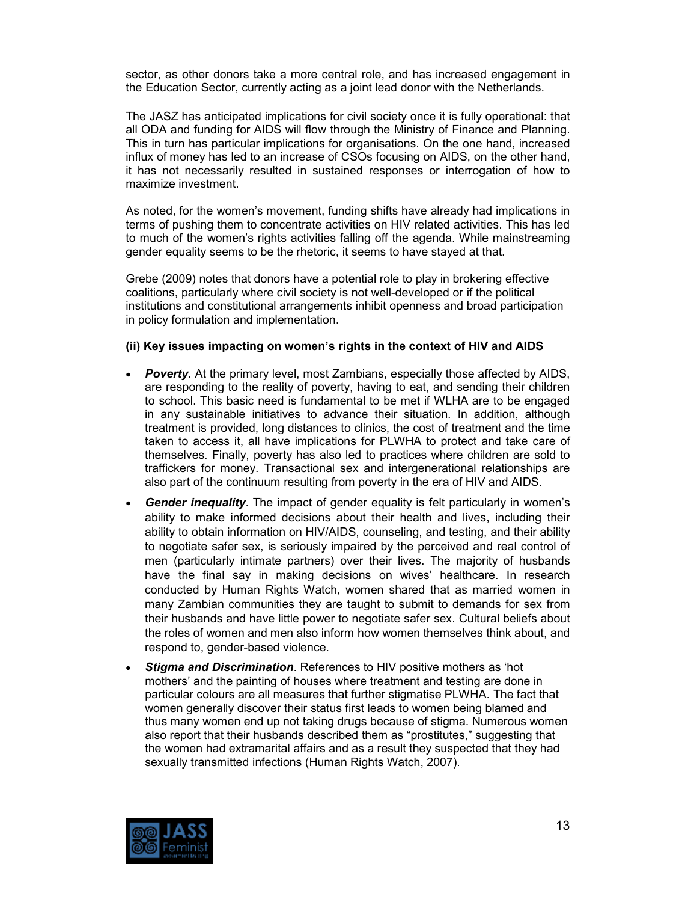sector, as other donors take a more central role, and has increased engagement in the Education Sector, currently acting as a joint lead donor with the Netherlands.

The JASZ has anticipated implications for civil society once it is fully operational: that all ODA and funding for AIDS will flow through the Ministry of Finance and Planning. This in turn has particular implications for organisations. On the one hand, increased influx of money has led to an increase of CSOs focusing on AIDS, on the other hand, it has not necessarily resulted in sustained responses or interrogation of how to maximize investment.

As noted, for the women's movement, funding shifts have already had implications in terms of pushing them to concentrate activities on HIV related activities. This has led to much of the women's rights activities falling off the agenda. While mainstreaming gender equality seems to be the rhetoric, it seems to have stayed at that.

Grebe (2009) notes that donors have a potential role to play in brokering effective coalitions, particularly where civil society is not well-developed or if the political institutions and constitutional arrangements inhibit openness and broad participation in policy formulation and implementation.

**(ii) Key issues impacting on women's rights in the context of HIV and AIDS**

- ***Poverty***. At the primary level, most Zambians, especially those affected by AIDS, are responding to the reality of poverty, having to eat, and sending their children to school. This basic need is fundamental to be met if WLHA are to be engaged in any sustainable initiatives to advance their situation. In addition, although treatment is provided, long distances to clinics, the cost of treatment and the time taken to access it, all have implications for PLWHA to protect and take care of themselves. Finally, poverty has also led to practices where children are sold to traffickers for money. Transactional sex and intergenerational relationships are also part of the continuum resulting from poverty in the era of HIV and AIDS.
- ***Gender inequality***. The impact of gender equality is felt particularly in women's ability to make informed decisions about their health and lives, including their ability to obtain information on HIV/AIDS, counseling, and testing, and their ability to negotiate safer sex, is seriously impaired by the perceived and real control of men (particularly intimate partners) over their lives. The majority of husbands have the final say in making decisions on wives' healthcare. In research conducted by Human Rights Watch, women shared that as married women in many Zambian communities they are taught to submit to demands for sex from their husbands and have little power to negotiate safer sex. Cultural beliefs about the roles of women and men also inform how women themselves think about, and respond to, gender-based violence.
- ***Stigma and Discrimination***. References to HIV positive mothers as 'hot mothers' and the painting of houses where treatment and testing are done in particular colours are all measures that further stigmatise PLWHA. The fact that women generally discover their status first leads to women being blamed and thus many women end up not taking drugs because of stigma. Numerous women also report that their husbands described them as "prostitutes," suggesting that the women had extramarital affairs and as a result they suspected that they had sexually transmitted infections (Human Rights Watch, 2007).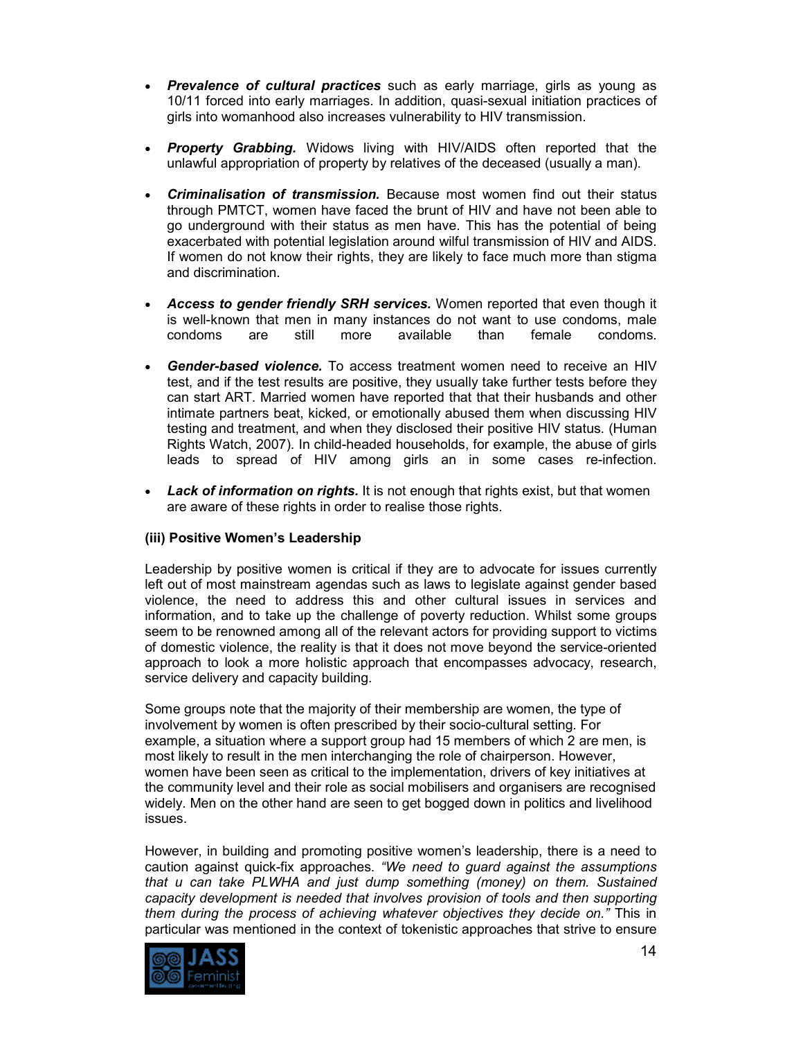- ***Prevalence of cultural practices*** such as early marriage, girls as young as 10/11 forced into early marriages. In addition, quasi-sexual initiation practices of girls into womanhood also increases vulnerability to HIV transmission.

- ***Property Grabbing.*** Widows living with HIV/AIDS often reported that the unlawful appropriation of property by relatives of the deceased (usually a man).

- ***Criminalisation of transmission.*** Because most women find out their status through PMTCT, women have faced the brunt of HIV and have not been able to go underground with their status as men have. This has the potential of being exacerbated with potential legislation around wilful transmission of HIV and AIDS. If women do not know their rights, they are likely to face much more than stigma and discrimination.

- ***Access to gender friendly SRH services.*** Women reported that even though it is well-known that men in many instances do not want to use condoms, male condoms are still more available than female condoms.

- ***Gender-based violence.*** To access treatment women need to receive an HIV test, and if the test results are positive, they usually take further tests before they can start ART. Married women have reported that that their husbands and other intimate partners beat, kicked, or emotionally abused them when discussing HIV testing and treatment, and when they disclosed their positive HIV status. (Human Rights Watch, 2007). In child-headed households, for example, the abuse of girls leads to spread of HIV among girls an in some cases re-infection.

- ***Lack of information on rights.*** It is not enough that rights exist, but that women are aware of these rights in order to realise those rights.

**(iii) Positive Women's Leadership**

Leadership by positive women is critical if they are to advocate for issues currently left out of most mainstream agendas such as laws to legislate against gender based violence, the need to address this and other cultural issues in services and information, and to take up the challenge of poverty reduction. Whilst some groups seem to be renowned among all of the relevant actors for providing support to victims of domestic violence, the reality is that it does not move beyond the service-oriented approach to look a more holistic approach that encompasses advocacy, research, service delivery and capacity building.

Some groups note that the majority of their membership are women, the type of involvement by women is often prescribed by their socio-cultural setting. For example, a situation where a support group had 15 members of which 2 are men, is most likely to result in the men interchanging the role of chairperson. However, women have been seen as critical to the implementation, drivers of key initiatives at the community level and their role as social mobilisers and organisers are recognised widely. Men on the other hand are seen to get bogged down in politics and livelihood issues.

However, in building and promoting positive women's leadership, there is a need to caution against quick-fix approaches. *"We need to guard against the assumptions that u can take PLWHA and just dump something (money) on them. Sustained capacity development is needed that involves provision of tools and then supporting them during the process of achieving whatever objectives they decide on."* This in particular was mentioned in the context of tokenistic approaches that strive to ensure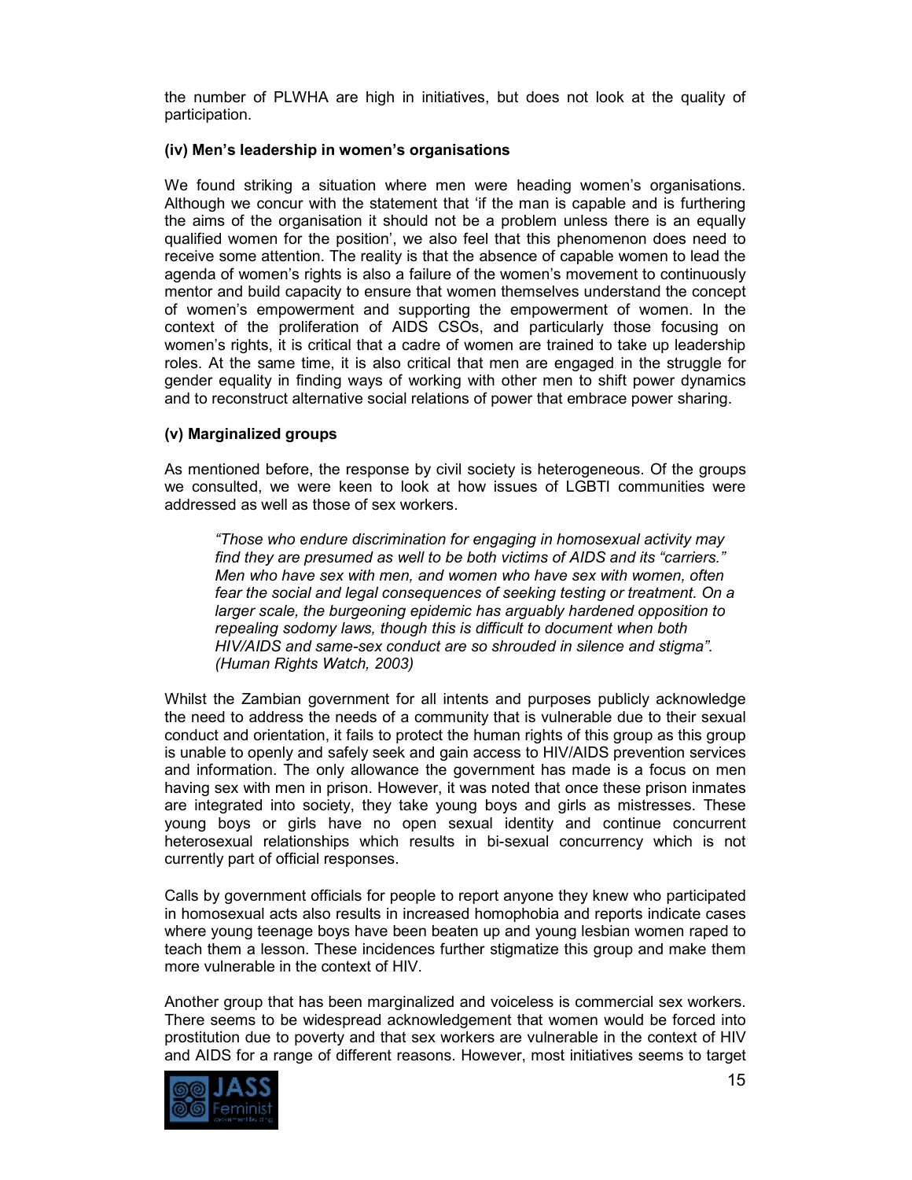the number of PLWHA are high in initiatives, but does not look at the quality of participation.

**(iv) Men's leadership in women's organisations**

We found striking a situation where men were heading women's organisations. Although we concur with the statement that 'if the man is capable and is furthering the aims of the organisation it should not be a problem unless there is an equally qualified women for the position', we also feel that this phenomenon does need to receive some attention. The reality is that the absence of capable women to lead the agenda of women's rights is also a failure of the women's movement to continuously mentor and build capacity to ensure that women themselves understand the concept of women's empowerment and supporting the empowerment of women. In the context of the proliferation of AIDS CSOs, and particularly those focusing on women's rights, it is critical that a cadre of women are trained to take up leadership roles. At the same time, it is also critical that men are engaged in the struggle for gender equality in finding ways of working with other men to shift power dynamics and to reconstruct alternative social relations of power that embrace power sharing.

**(v) Marginalized groups**

As mentioned before, the response by civil society is heterogeneous. Of the groups we consulted, we were keen to look at how issues of LGBTI communities were addressed as well as those of sex workers.

> *"Those who endure discrimination for engaging in homosexual activity may find they are presumed as well to be both victims of AIDS and its "carriers." Men who have sex with men, and women who have sex with women, often fear the social and legal consequences of seeking testing or treatment. On a larger scale, the burgeoning epidemic has arguably hardened opposition to repealing sodomy laws, though this is difficult to document when both HIV/AIDS and same-sex conduct are so shrouded in silence and stigma". (Human Rights Watch, 2003)*

Whilst the Zambian government for all intents and purposes publicly acknowledge the need to address the needs of a community that is vulnerable due to their sexual conduct and orientation, it fails to protect the human rights of this group as this group is unable to openly and safely seek and gain access to HIV/AIDS prevention services and information. The only allowance the government has made is a focus on men having sex with men in prison. However, it was noted that once these prison inmates are integrated into society, they take young boys and girls as mistresses. These young boys or girls have no open sexual identity and continue concurrent heterosexual relationships which results in bi-sexual concurrency which is not currently part of official responses.

Calls by government officials for people to report anyone they knew who participated in homosexual acts also results in increased homophobia and reports indicate cases where young teenage boys have been beaten up and young lesbian women raped to teach them a lesson. These incidences further stigmatize this group and make them more vulnerable in the context of HIV.

Another group that has been marginalized and voiceless is commercial sex workers. There seems to be widespread acknowledgement that women would be forced into prostitution due to poverty and that sex workers are vulnerable in the context of HIV and AIDS for a range of different reasons. However, most initiatives seems to target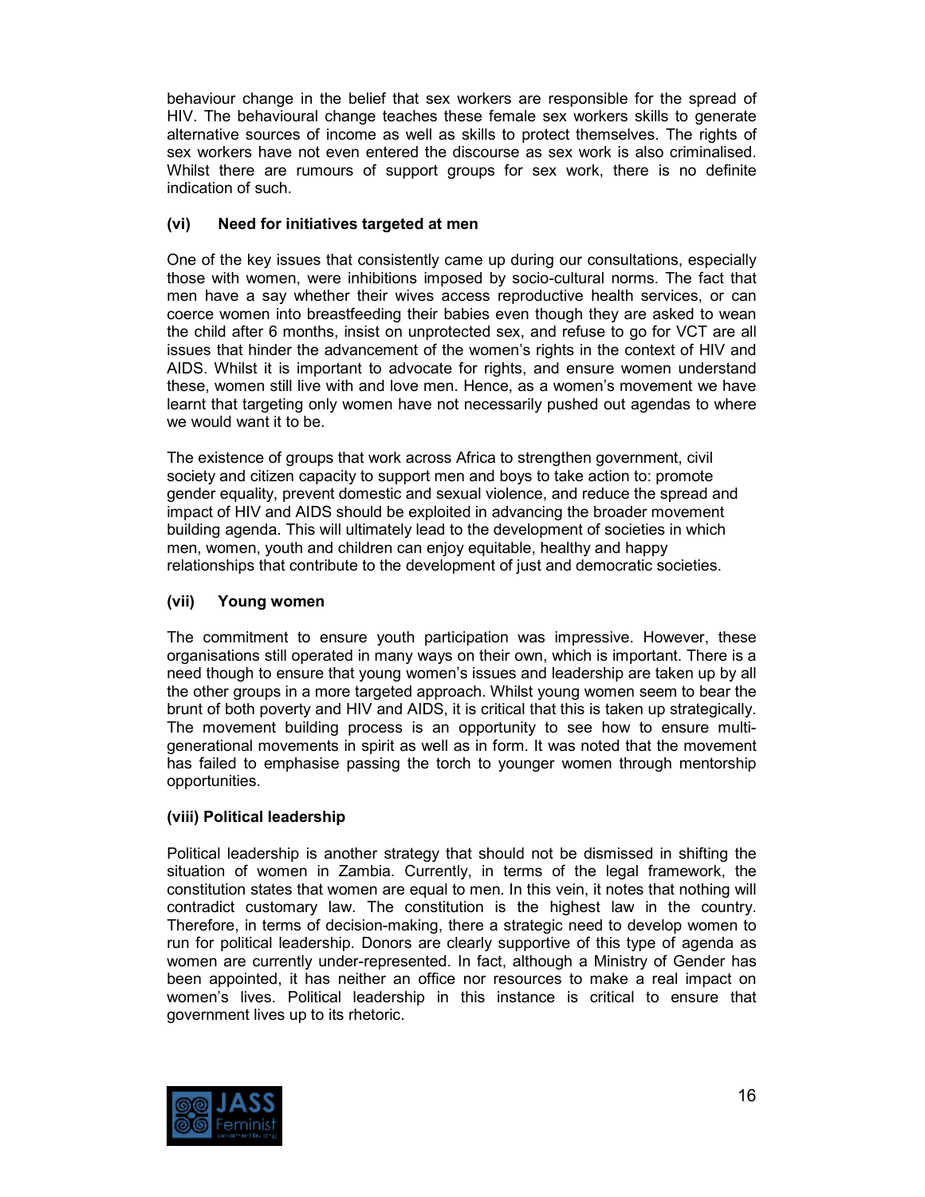behaviour change in the belief that sex workers are responsible for the spread of HIV. The behavioural change teaches these female sex workers skills to generate alternative sources of income as well as skills to protect themselves. The rights of sex workers have not even entered the discourse as sex work is also criminalised. Whilst there are rumours of support groups for sex work, there is no definite indication of such.

**(vi) Need for initiatives targeted at men**

One of the key issues that consistently came up during our consultations, especially those with women, were inhibitions imposed by socio-cultural norms. The fact that men have a say whether their wives access reproductive health services, or can coerce women into breastfeeding their babies even though they are asked to wean the child after 6 months, insist on unprotected sex, and refuse to go for VCT are all issues that hinder the advancement of the women's rights in the context of HIV and AIDS. Whilst it is important to advocate for rights, and ensure women understand these, women still live with and love men. Hence, as a women's movement we have learnt that targeting only women have not necessarily pushed out agendas to where we would want it to be.

The existence of groups that work across Africa to strengthen government, civil society and citizen capacity to support men and boys to take action to: promote gender equality, prevent domestic and sexual violence, and reduce the spread and impact of HIV and AIDS should be exploited in advancing the broader movement building agenda. This will ultimately lead to the development of societies in which men, women, youth and children can enjoy equitable, healthy and happy relationships that contribute to the development of just and democratic societies.

**(vii) Young women**

The commitment to ensure youth participation was impressive. However, these organisations still operated in many ways on their own, which is important. There is a need though to ensure that young women's issues and leadership are taken up by all the other groups in a more targeted approach. Whilst young women seem to bear the brunt of both poverty and HIV and AIDS, it is critical that this is taken up strategically. The movement building process is an opportunity to see how to ensure multi-generational movements in spirit as well as in form. It was noted that the movement has failed to emphasise passing the torch to younger women through mentorship opportunities.

**(viii) Political leadership**

Political leadership is another strategy that should not be dismissed in shifting the situation of women in Zambia. Currently, in terms of the legal framework, the constitution states that women are equal to men. In this vein, it notes that nothing will contradict customary law. The constitution is the highest law in the country. Therefore, in terms of decision-making, there a strategic need to develop women to run for political leadership. Donors are clearly supportive of this type of agenda as women are currently under-represented. In fact, although a Ministry of Gender has been appointed, it has neither an office nor resources to make a real impact on women's lives. Political leadership in this instance is critical to ensure that government lives up to its rhetoric.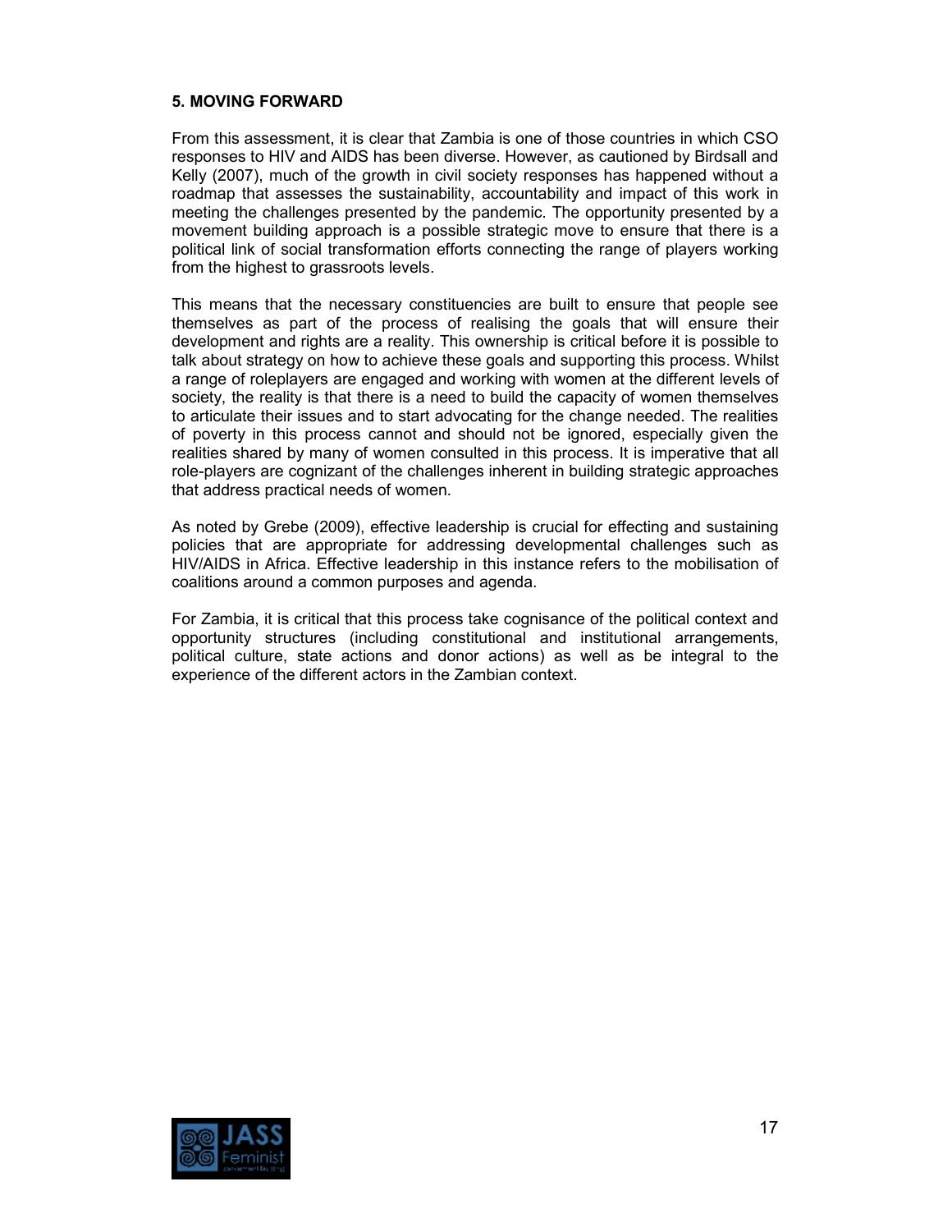## 5. MOVING FORWARD

From this assessment, it is clear that Zambia is one of those countries in which CSO responses to HIV and AIDS has been diverse. However, as cautioned by Birdsall and Kelly (2007), much of the growth in civil society responses has happened without a roadmap that assesses the sustainability, accountability and impact of this work in meeting the challenges presented by the pandemic. The opportunity presented by a movement building approach is a possible strategic move to ensure that there is a political link of social transformation efforts connecting the range of players working from the highest to grassroots levels.

This means that the necessary constituencies are built to ensure that people see themselves as part of the process of realising the goals that will ensure their development and rights are a reality. This ownership is critical before it is possible to talk about strategy on how to achieve these goals and supporting this process. Whilst a range of roleplayers are engaged and working with women at the different levels of society, the reality is that there is a need to build the capacity of women themselves to articulate their issues and to start advocating for the change needed. The realities of poverty in this process cannot and should not be ignored, especially given the realities shared by many of women consulted in this process. It is imperative that all role-players are cognizant of the challenges inherent in building strategic approaches that address practical needs of women.

As noted by Grebe (2009), effective leadership is crucial for effecting and sustaining policies that are appropriate for addressing developmental challenges such as HIV/AIDS in Africa. Effective leadership in this instance refers to the mobilisation of coalitions around a common purposes and agenda.

For Zambia, it is critical that this process take cognisance of the political context and opportunity structures (including constitutional and institutional arrangements, political culture, state actions and donor actions) as well as be integral to the experience of the different actors in the Zambian context.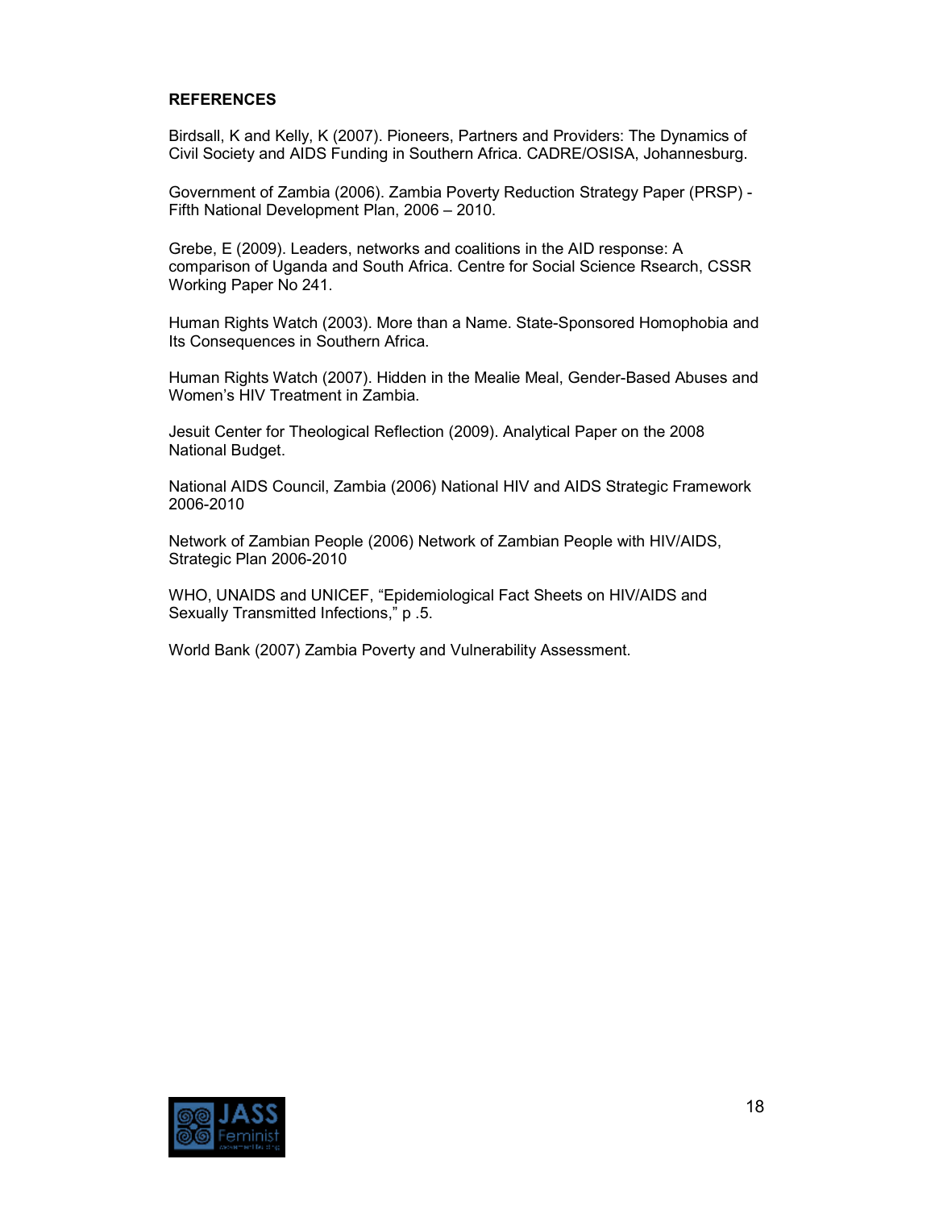**REFERENCES**

Birdsall, K and Kelly, K (2007). Pioneers, Partners and Providers: The Dynamics of Civil Society and AIDS Funding in Southern Africa. CADRE/OSISA, Johannesburg.

Government of Zambia (2006). Zambia Poverty Reduction Strategy Paper (PRSP) - Fifth National Development Plan, 2006 – 2010.

Grebe, E (2009). Leaders, networks and coalitions in the AID response: A comparison of Uganda and South Africa. Centre for Social Science Rsearch, CSSR Working Paper No 241.

Human Rights Watch (2003). More than a Name. State-Sponsored Homophobia and Its Consequences in Southern Africa.

Human Rights Watch (2007). Hidden in the Mealie Meal, Gender-Based Abuses and Women's HIV Treatment in Zambia.

Jesuit Center for Theological Reflection (2009). Analytical Paper on the 2008 National Budget.

National AIDS Council, Zambia (2006) National HIV and AIDS Strategic Framework 2006-2010

Network of Zambian People (2006) Network of Zambian People with HIV/AIDS, Strategic Plan 2006-2010

WHO, UNAIDS and UNICEF, "Epidemiological Fact Sheets on HIV/AIDS and Sexually Transmitted Infections," p .5.

World Bank (2007) Zambia Poverty and Vulnerability Assessment.